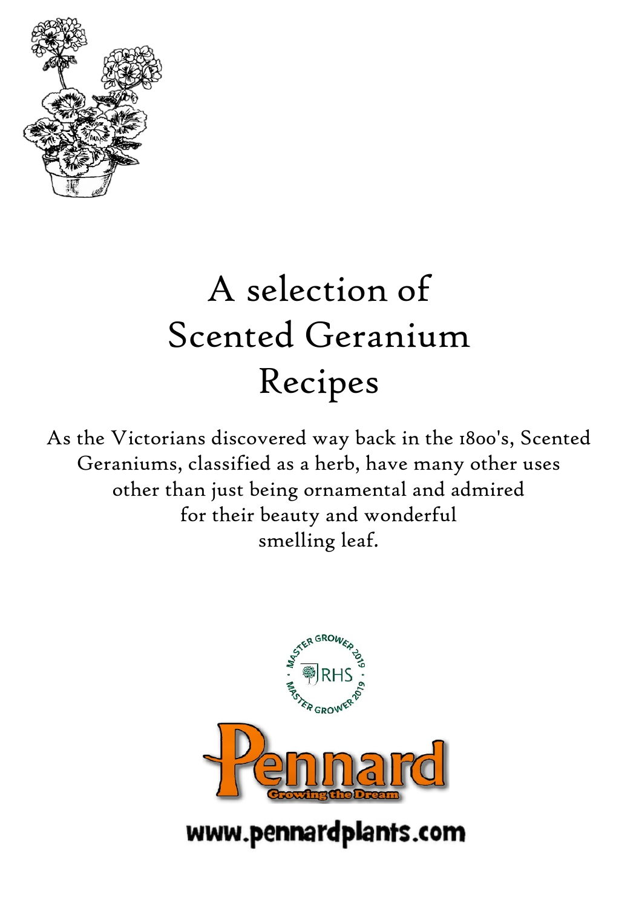# A selection of Scented Geranium Recipes

As the Victorians discovered way back in the 1800's, Scented Geraniums, classified as a herb, have many other uses other than just being ornamental and admired for their beauty and wonderful smelling leaf.

MASTER GROWER 2019 RHS MASTER GROWER 2019

Pennard

Growing the Dream

www.pennardplants.com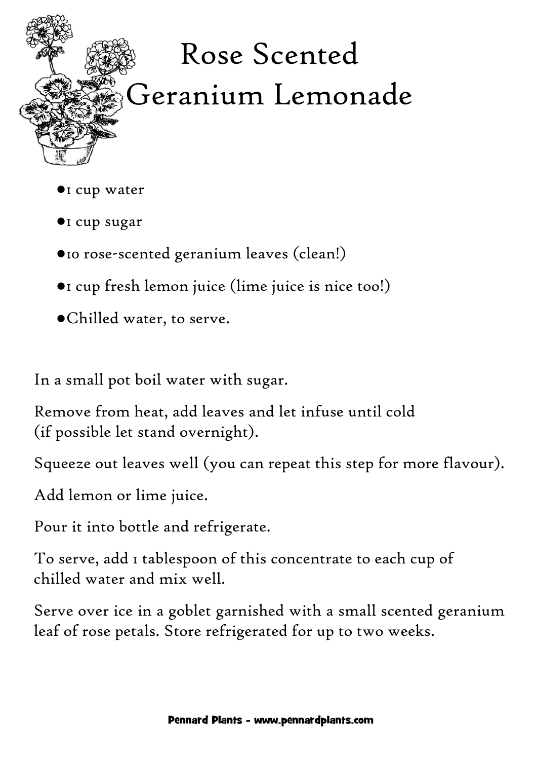# Rose Scented Geranium Lemonade

- 1 cup water
- 1 cup sugar
- 10 rose-scented geranium leaves (clean!)
- 1 cup fresh lemon juice (lime juice is nice too!)
- Chilled water, to serve.

In a small pot boil water with sugar.

Remove from heat, add leaves and let infuse until cold
(if possible let stand overnight).

Squeeze out leaves well (you can repeat this step for more flavour).

Add lemon or lime juice.

Pour it into bottle and refrigerate.

To serve, add 1 tablespoon of this concentrate to each cup of chilled water and mix well.

Serve over ice in a goblet garnished with a small scented geranium leaf of rose petals. Store refrigerated for up to two weeks.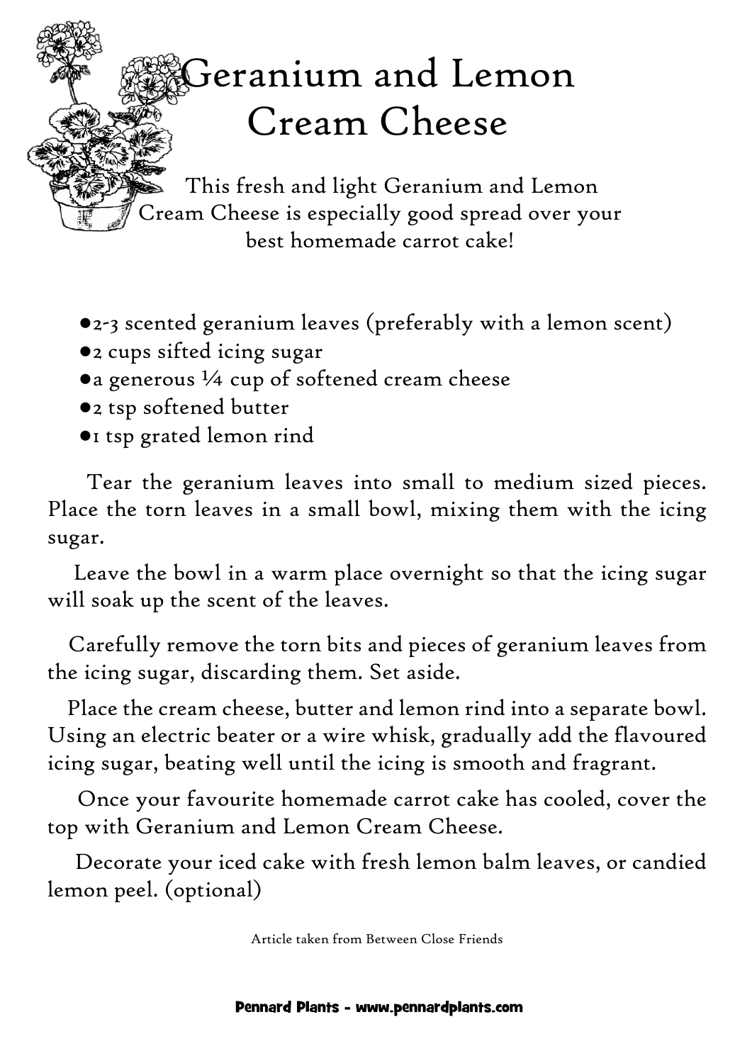# Geranium and Lemon Cream Cheese

This fresh and light Geranium and Lemon Cream Cheese is especially good spread over your best homemade carrot cake!

- 2-3 scented geranium leaves (preferably with a lemon scent)
- 2 cups sifted icing sugar
- a generous ¼ cup of softened cream cheese
- 2 tsp softened butter
- 1 tsp grated lemon rind

Tear the geranium leaves into small to medium sized pieces. Place the torn leaves in a small bowl, mixing them with the icing sugar.

Leave the bowl in a warm place overnight so that the icing sugar will soak up the scent of the leaves.

Carefully remove the torn bits and pieces of geranium leaves from the icing sugar, discarding them. Set aside.

Place the cream cheese, butter and lemon rind into a separate bowl. Using an electric beater or a wire whisk, gradually add the flavoured icing sugar, beating well until the icing is smooth and fragrant.

Once your favourite homemade carrot cake has cooled, cover the top with Geranium and Lemon Cream Cheese.

Decorate your iced cake with fresh lemon balm leaves, or candied lemon peel. (optional)

Article taken from Between Close Friends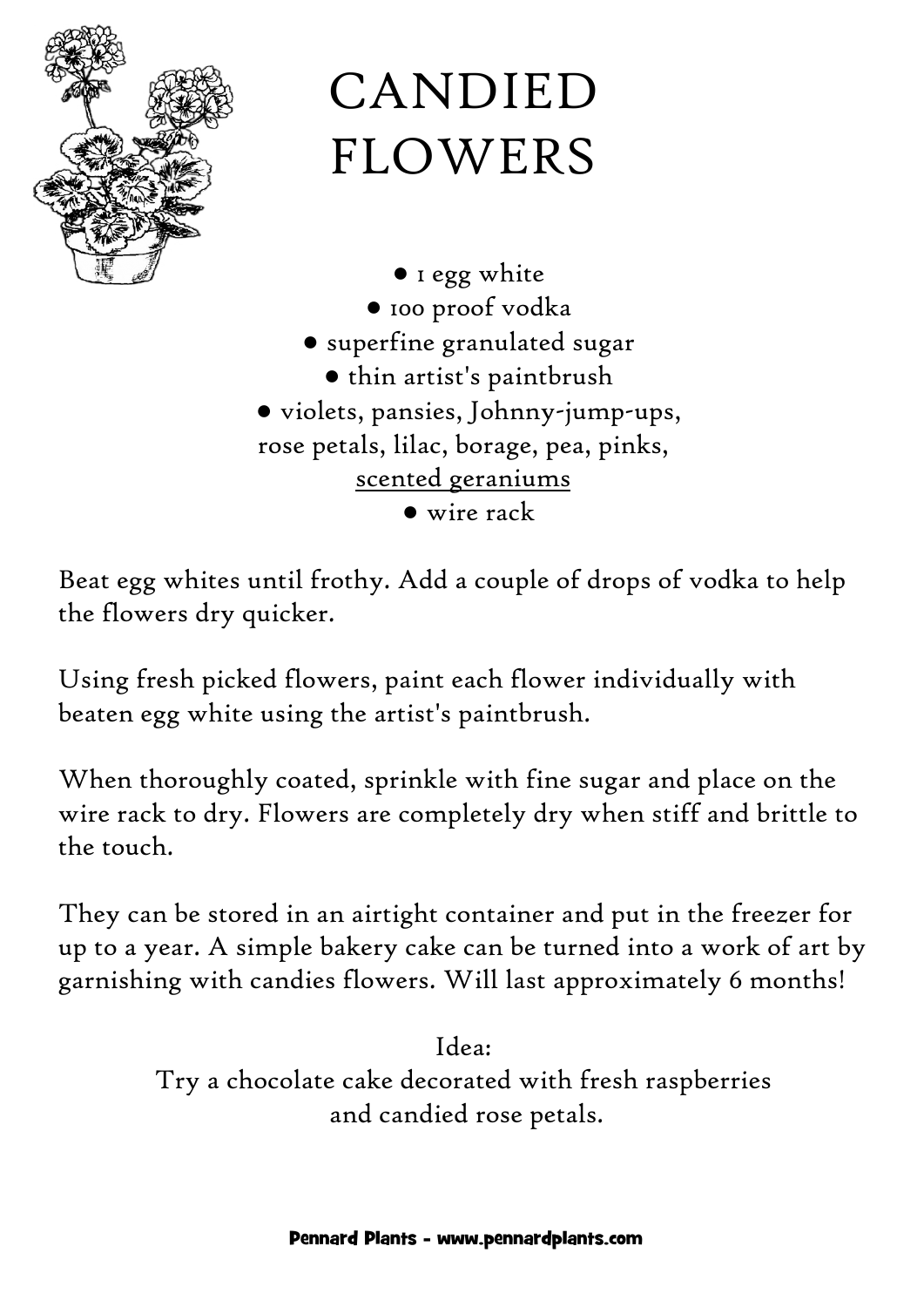# CANDIED FLOWERS

- 1 egg white
- 100 proof vodka
- superfine granulated sugar
- thin artist's paintbrush
- violets, pansies, Johnny-jump-ups, rose petals, lilac, borage, pea, pinks, scented geraniums
- wire rack

Beat egg whites until frothy. Add a couple of drops of vodka to help the flowers dry quicker.

Using fresh picked flowers, paint each flower individually with beaten egg white using the artist's paintbrush.

When thoroughly coated, sprinkle with fine sugar and place on the wire rack to dry. Flowers are completely dry when stiff and brittle to the touch.

They can be stored in an airtight container and put in the freezer for up to a year. A simple bakery cake can be turned into a work of art by garnishing with candies flowers. Will last approximately 6 months!

Idea:
Try a chocolate cake decorated with fresh raspberries and candied rose petals.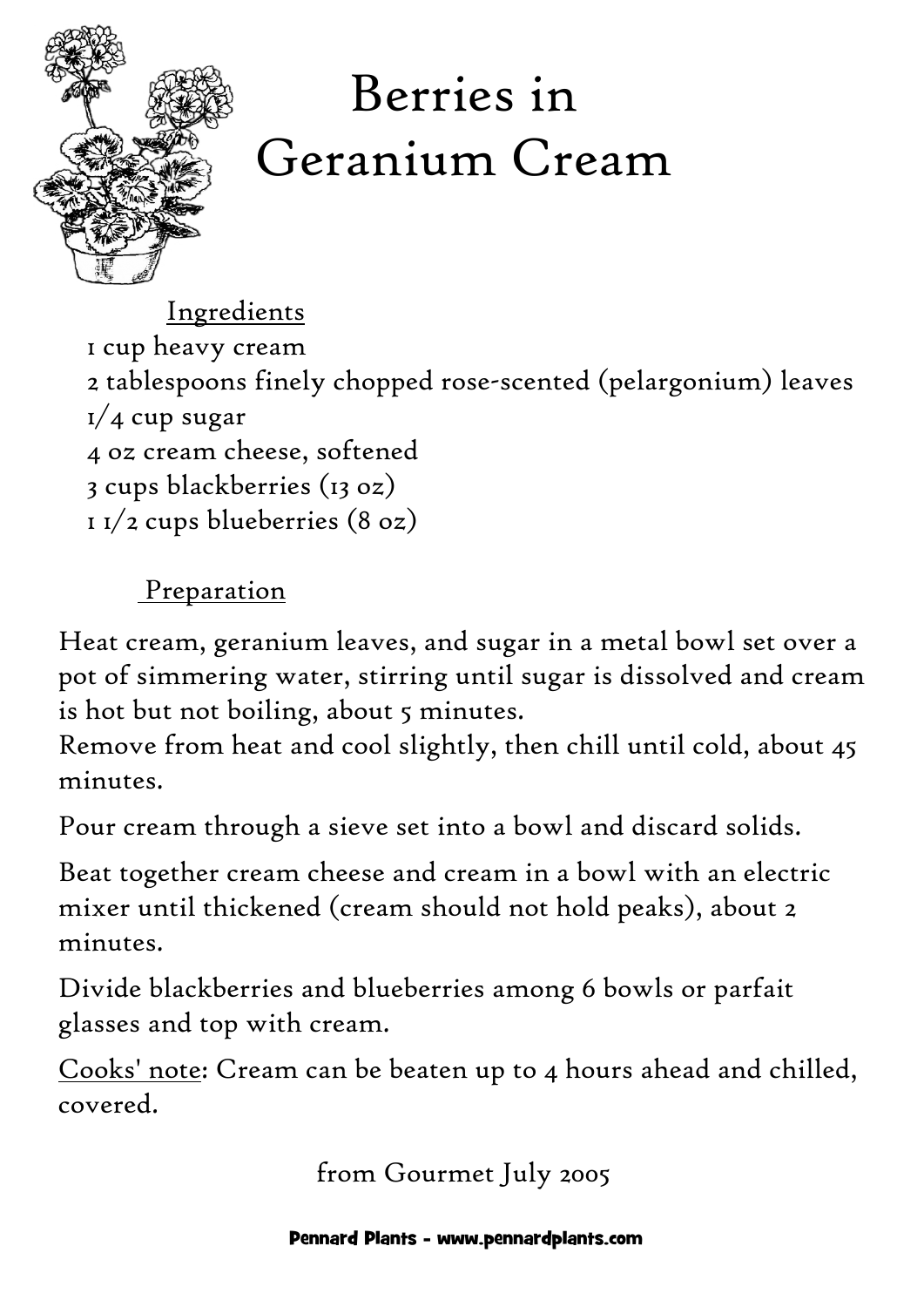# Berries in Geranium Cream

## Ingredients

1 cup heavy cream
2 tablespoons finely chopped rose-scented (pelargonium) leaves
1/4 cup sugar
4 oz cream cheese, softened
3 cups blackberries (13 oz)
1 1/2 cups blueberries (8 oz)

## Preparation

Heat cream, geranium leaves, and sugar in a metal bowl set over a pot of simmering water, stirring until sugar is dissolved and cream is hot but not boiling, about 5 minutes.
Remove from heat and cool slightly, then chill until cold, about 45 minutes.

Pour cream through a sieve set into a bowl and discard solids.

Beat together cream cheese and cream in a bowl with an electric mixer until thickened (cream should not hold peaks), about 2 minutes.

Divide blackberries and blueberries among 6 bowls or parfait glasses and top with cream.

Cooks' note: Cream can be beaten up to 4 hours ahead and chilled, covered.

from Gourmet July 2005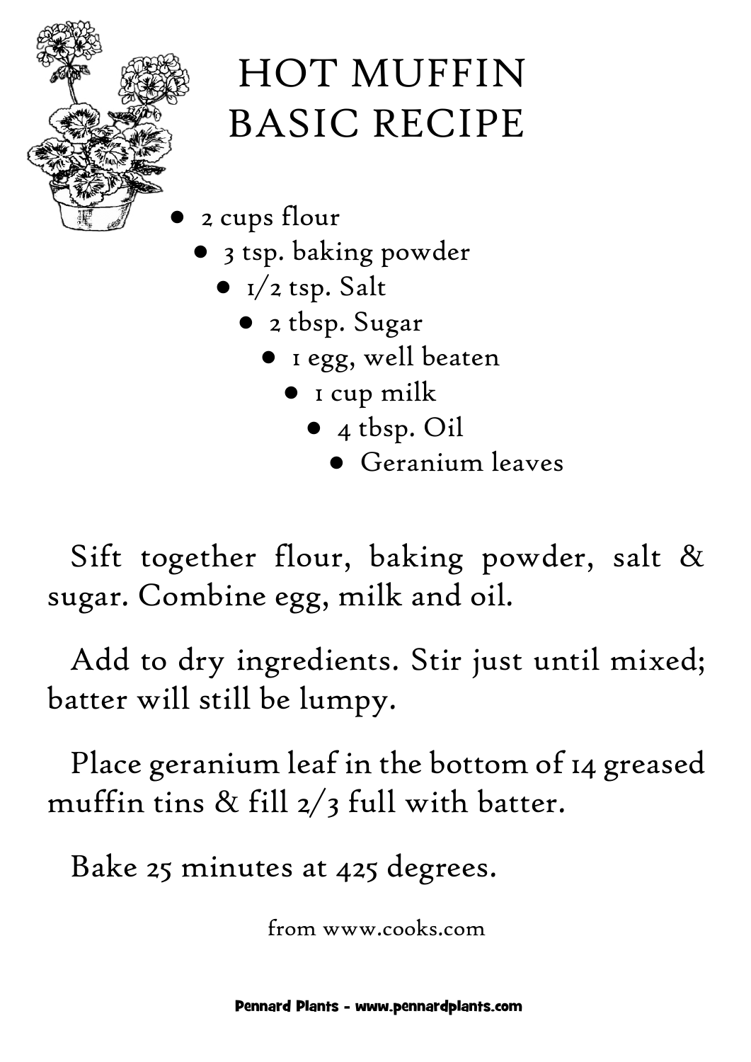# HOT MUFFIN BASIC RECIPE

- 2 cups flour
- 3 tsp. baking powder
- 1/2 tsp. Salt
- 2 tbsp. Sugar
- 1 egg, well beaten
- 1 cup milk
- 4 tbsp. Oil
- Geranium leaves

Sift together flour, baking powder, salt & sugar. Combine egg, milk and oil.

Add to dry ingredients. Stir just until mixed; batter will still be lumpy.

Place geranium leaf in the bottom of 14 greased muffin tins & fill 2/3 full with batter.

Bake 25 minutes at 425 degrees.

from www.cooks.com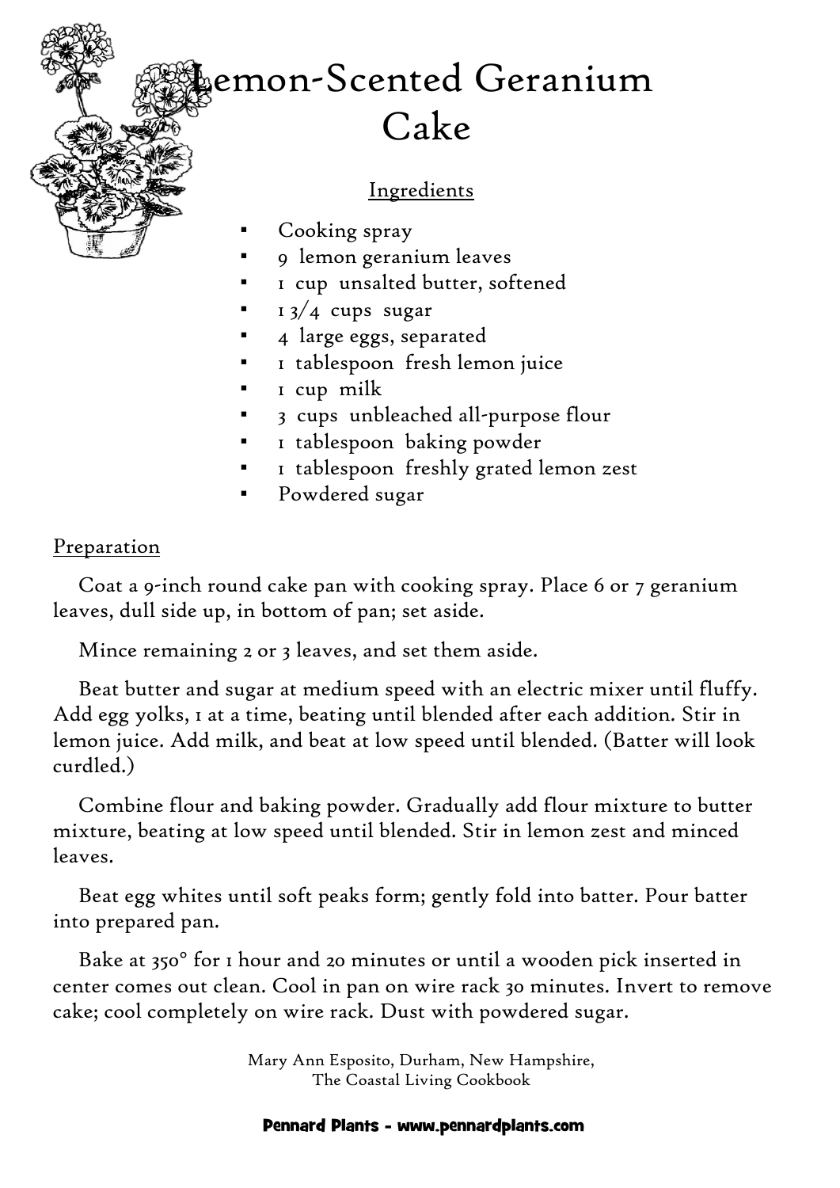# Lemon-Scented Geranium Cake

## Ingredients

- Cooking spray
- 9 lemon geranium leaves
- 1 cup unsalted butter, softened
- 1 3/4 cups sugar
- 4 large eggs, separated
- 1 tablespoon fresh lemon juice
- 1 cup milk
- 3 cups unbleached all-purpose flour
- 1 tablespoon baking powder
- 1 tablespoon freshly grated lemon zest
- Powdered sugar

## Preparation

Coat a 9-inch round cake pan with cooking spray. Place 6 or 7 geranium leaves, dull side up, in bottom of pan; set aside.

Mince remaining 2 or 3 leaves, and set them aside.

Beat butter and sugar at medium speed with an electric mixer until fluffy. Add egg yolks, 1 at a time, beating until blended after each addition. Stir in lemon juice. Add milk, and beat at low speed until blended. (Batter will look curdled.)

Combine flour and baking powder. Gradually add flour mixture to butter mixture, beating at low speed until blended. Stir in lemon zest and minced leaves.

Beat egg whites until soft peaks form; gently fold into batter. Pour batter into prepared pan.

Bake at 350° for 1 hour and 20 minutes or until a wooden pick inserted in center comes out clean. Cool in pan on wire rack 30 minutes. Invert to remove cake; cool completely on wire rack. Dust with powdered sugar.

Mary Ann Esposito, Durham, New Hampshire,
The Coastal Living Cookbook

**Pennard Plants - www.pennardplants.com**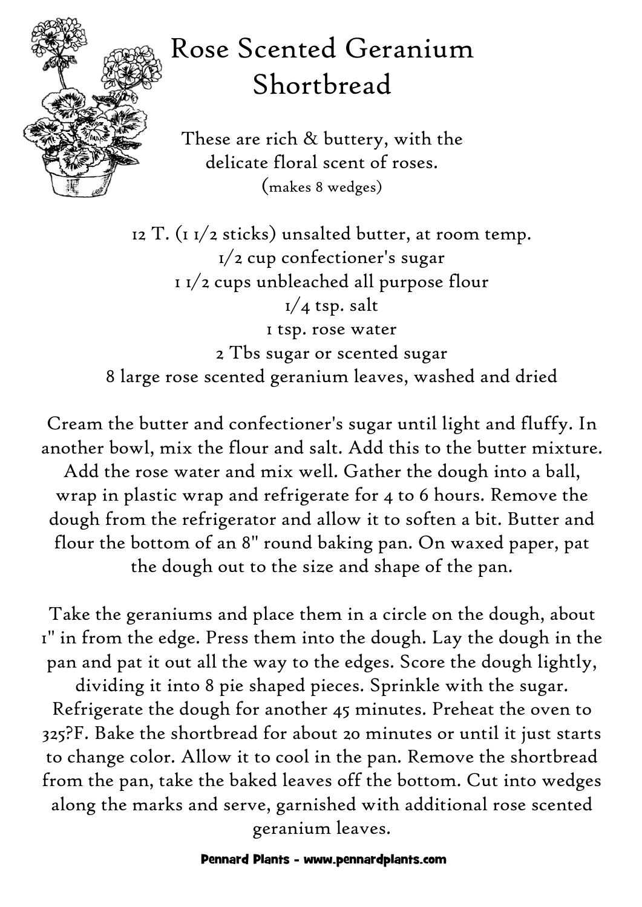# Rose Scented Geranium Shortbread

These are rich & buttery, with the delicate floral scent of roses.
(makes 8 wedges)

12 T. (1 1/2 sticks) unsalted butter, at room temp.
1/2 cup confectioner's sugar
1 1/2 cups unbleached all purpose flour
1/4 tsp. salt
1 tsp. rose water
2 Tbs sugar or scented sugar
8 large rose scented geranium leaves, washed and dried

Cream the butter and confectioner's sugar until light and fluffy. In another bowl, mix the flour and salt. Add this to the butter mixture. Add the rose water and mix well. Gather the dough into a ball, wrap in plastic wrap and refrigerate for 4 to 6 hours. Remove the dough from the refrigerator and allow it to soften a bit. Butter and flour the bottom of an 8" round baking pan. On waxed paper, pat the dough out to the size and shape of the pan.

Take the geraniums and place them in a circle on the dough, about 1" in from the edge. Press them into the dough. Lay the dough in the pan and pat it out all the way to the edges. Score the dough lightly, dividing it into 8 pie shaped pieces. Sprinkle with the sugar. Refrigerate the dough for another 45 minutes. Preheat the oven to 325?F. Bake the shortbread for about 20 minutes or until it just starts to change color. Allow it to cool in the pan. Remove the shortbread from the pan, take the baked leaves off the bottom. Cut into wedges along the marks and serve, garnished with additional rose scented geranium leaves.

**Pennard Plants - www.pennardplants.com**